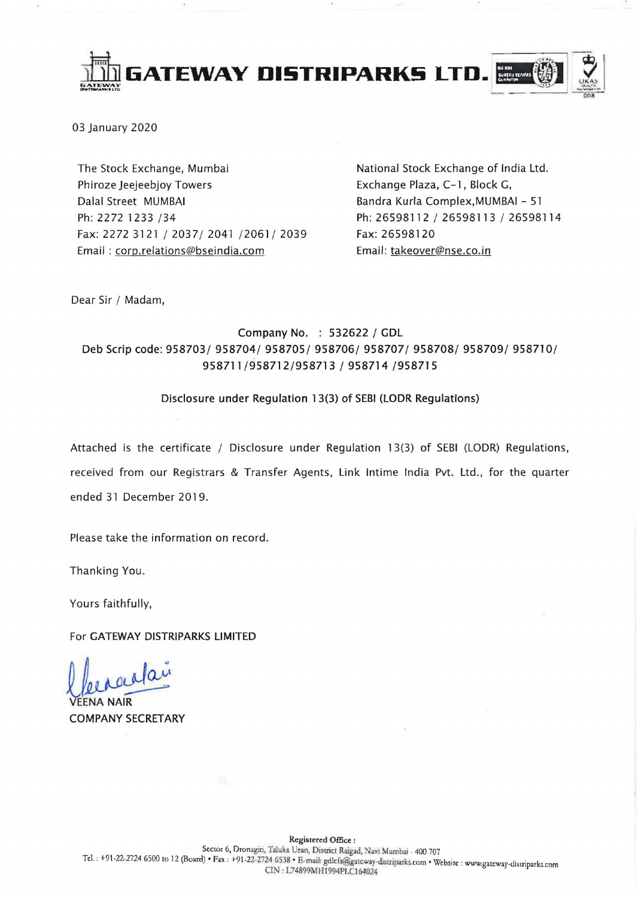# GATEWAY DISTRIPARKS LTD.

03 January 2020

The Stock Exchange, Mumbai
Phiroze Jeejeebjoy Towers
Dalal Street MUMBAI
Ph: 2272 1233 /34
Fax: 2272 3121 / 2037/ 2041 /2061/ 2039
Email : corp.relations@bseindia.com

National Stock Exchange of India Ltd.
Exchange Plaza, C-1, Block G,
Bandra Kurla Complex,MUMBAI - 51
Ph: 26598112 / 26598113 / 26598114
Fax: 26598120
Email: takeover@nse.co.in

Dear Sir / Madam,

Company No. : 532622 / GDL
Deb Scrip code: 958703/ 958704/ 958705/ 958706/ 958707/ 958708/ 958709/ 958710/ 958711/958712/958713 / 958714 /958715

Disclosure under Regulation 13(3) of SEBI (LODR Regulations)

Attached is the certificate / Disclosure under Regulation 13(3) of SEBI (LODR) Regulations, received from our Registrars & Transfer Agents, Link Intime India Pvt. Ltd., for the quarter ended 31 December 2019.

Please take the information on record.

Thanking You.

Yours faithfully,

For GATEWAY DISTRIPARKS LIMITED

VEENA NAIR
COMPANY SECRETARY

Registered Office :
Sector 6, Dronagiri, Taluka Uran, District Raigad, Navi Mumbai - 400 707
Tel. : +91-22-2724 6500 to 12 (Board) • Fax : +91-22-2724 6538 • E-mail: gdlcfs@gateway-distriparks.com • Website : www.gateway-distriparks.com
CIN : L74899MH1994PLC164024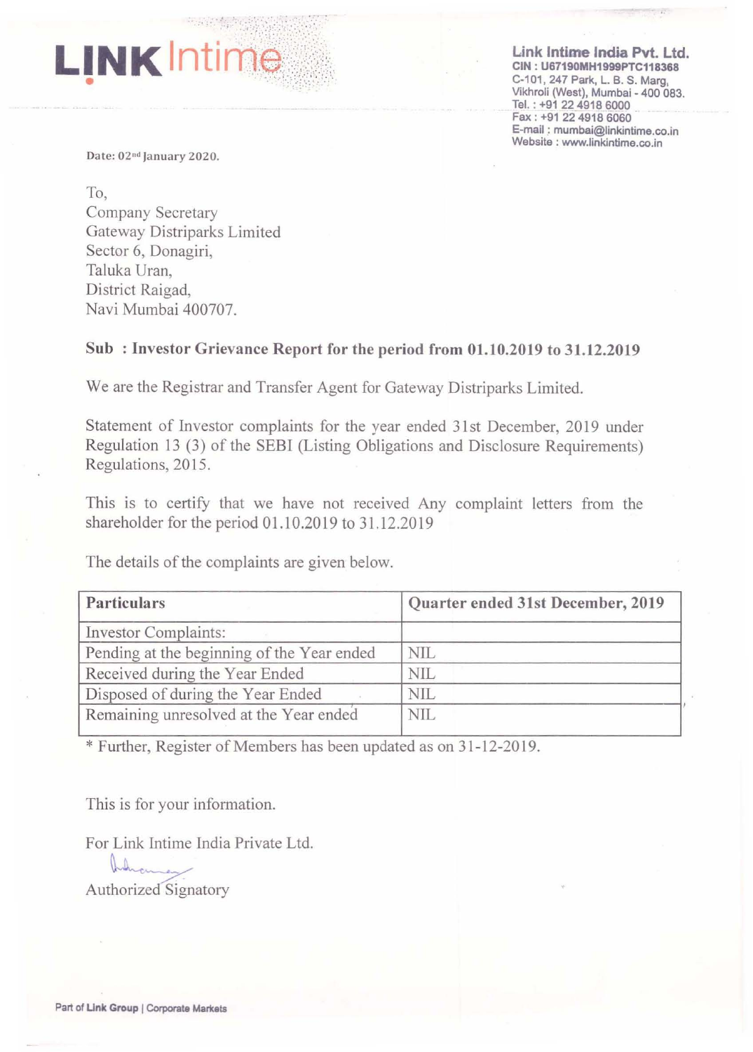**LINK Intime**

**Link Intime India Pvt. Ltd.**
**CIN : U67190MH1999PTC118368**
C-101, 247 Park, L. B. S. Marg,
Vikhroli (West), Mumbai - 400 083.
Tel. : +91 22 4918 6000
Fax : +91 22 4918 6060
E-mail : mumbai@linkintime.co.in
Website : www.linkintime.co.in

Date: 02nd January 2020.

To,
Company Secretary
Gateway Distriparks Limited
Sector 6, Donagiri,
Taluka Uran,
District Raigad,
Navi Mumbai 400707.

**Sub : Investor Grievance Report for the period from 01.10.2019 to 31.12.2019**

We are the Registrar and Transfer Agent for Gateway Distriparks Limited.

Statement of Investor complaints for the year ended 31st December, 2019 under Regulation 13 (3) of the SEBI (Listing Obligations and Disclosure Requirements) Regulations, 2015.

This is to certify that we have not received Any complaint letters from the shareholder for the period 01.10.2019 to 31.12.2019

The details of the complaints are given below.

| **Particulars** | **Quarter ended 31st December, 2019** |
|---|---|
| Investor Complaints: | |
| Pending at the beginning of the Year ended | NIL |
| Received during the Year Ended | NIL |
| Disposed of during the Year Ended | NIL |
| Remaining unresolved at the Year ended | NIL |

* Further, Register of Members has been updated as on 31-12-2019.

This is for your information.

For Link Intime India Private Ltd.

Authorized Signatory

Part of **Link Group** | Corporate Markets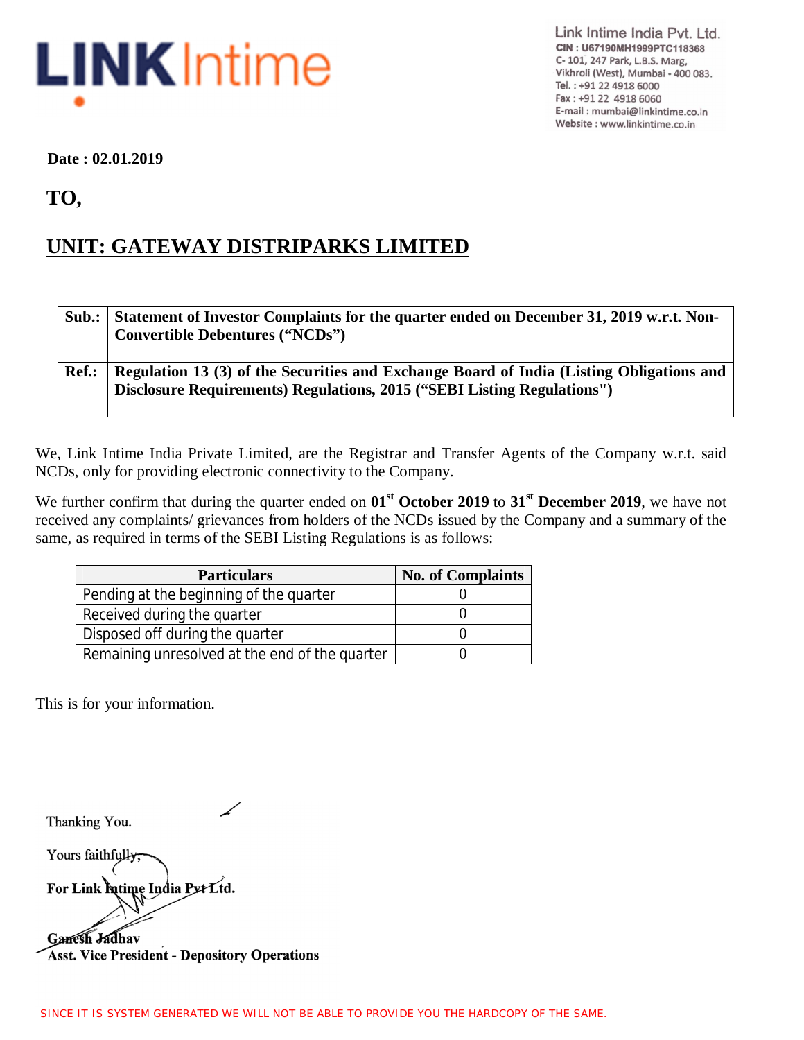**LINK**Intime

Link Intime India Pvt. Ltd.
CIN : U67190MH1999PTC118368
C- 101, 247 Park, L.B.S. Marg,
Vikhroli (West), Mumbai - 400 083.
Tel. : +91 22 4918 6000
Fax : +91 22 4918 6060
E-mail : mumbai@linkintime.co.in
Website : www.linkintime.co.in

**Date : 02.01.2019**

**TO,**

## UNIT: GATEWAY DISTRIPARKS LIMITED

| | |
|---|---|
| **Sub.:** | **Statement of Investor Complaints for the quarter ended on December 31, 2019 w.r.t. Non-Convertible Debentures ("NCDs")** |
| **Ref.:** | **Regulation 13 (3) of the Securities and Exchange Board of India (Listing Obligations and Disclosure Requirements) Regulations, 2015 ("SEBI Listing Regulations")** |

We, Link Intime India Private Limited, are the Registrar and Transfer Agents of the Company w.r.t. said NCDs, only for providing electronic connectivity to the Company.

We further confirm that during the quarter ended on **01st October 2019** to **31st December 2019**, we have not received any complaints/ grievances from holders of the NCDs issued by the Company and a summary of the same, as required in terms of the SEBI Listing Regulations is as follows:

| Particulars | No. of Complaints |
|---|---|
| Pending at the beginning of the quarter | 0 |
| Received during the quarter | 0 |
| Disposed off during the quarter | 0 |
| Remaining unresolved at the end of the quarter | 0 |

This is for your information.

Thanking You.

Yours faithfully,

**For Link Intime India Pvt Ltd.**

**Ganesh Jadhav**
**Asst. Vice President - Depository Operations**

SINCE IT IS SYSTEM GENERATED WE WILL NOT BE ABLE TO PROVIDE YOU THE HARDCOPY OF THE SAME.